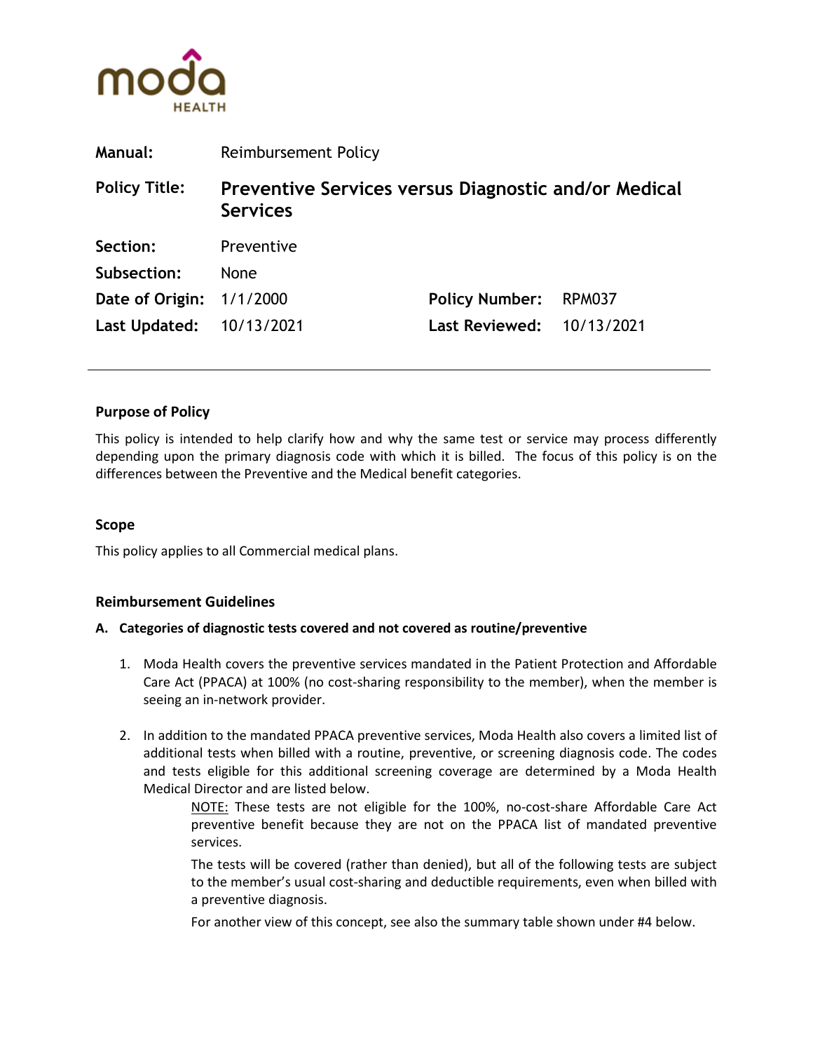**Manual:** Reimbursement Policy

**Policy Title:** **Preventive Services versus Diagnostic and/or Medical Services**

**Section:** Preventive

**Subsection:** None

**Date of Origin:** 1/1/2000 **Policy Number:** RPM037

**Last Updated:** 10/13/2021 **Last Reviewed:** 10/13/2021

---

### Purpose of Policy

This policy is intended to help clarify how and why the same test or service may process differently depending upon the primary diagnosis code with which it is billed. The focus of this policy is on the differences between the Preventive and the Medical benefit categories.

### Scope

This policy applies to all Commercial medical plans.

### Reimbursement Guidelines

**A. Categories of diagnostic tests covered and not covered as routine/preventive**

1. Moda Health covers the preventive services mandated in the Patient Protection and Affordable Care Act (PPACA) at 100% (no cost-sharing responsibility to the member), when the member is seeing an in-network provider.

2. In addition to the mandated PPACA preventive services, Moda Health also covers a limited list of additional tests when billed with a routine, preventive, or screening diagnosis code. The codes and tests eligible for this additional screening coverage are determined by a Moda Health Medical Director and are listed below.

   NOTE: These tests are not eligible for the 100%, no-cost-share Affordable Care Act preventive benefit because they are not on the PPACA list of mandated preventive services.

   The tests will be covered (rather than denied), but all of the following tests are subject to the member's usual cost-sharing and deductible requirements, even when billed with a preventive diagnosis.

   For another view of this concept, see also the summary table shown under #4 below.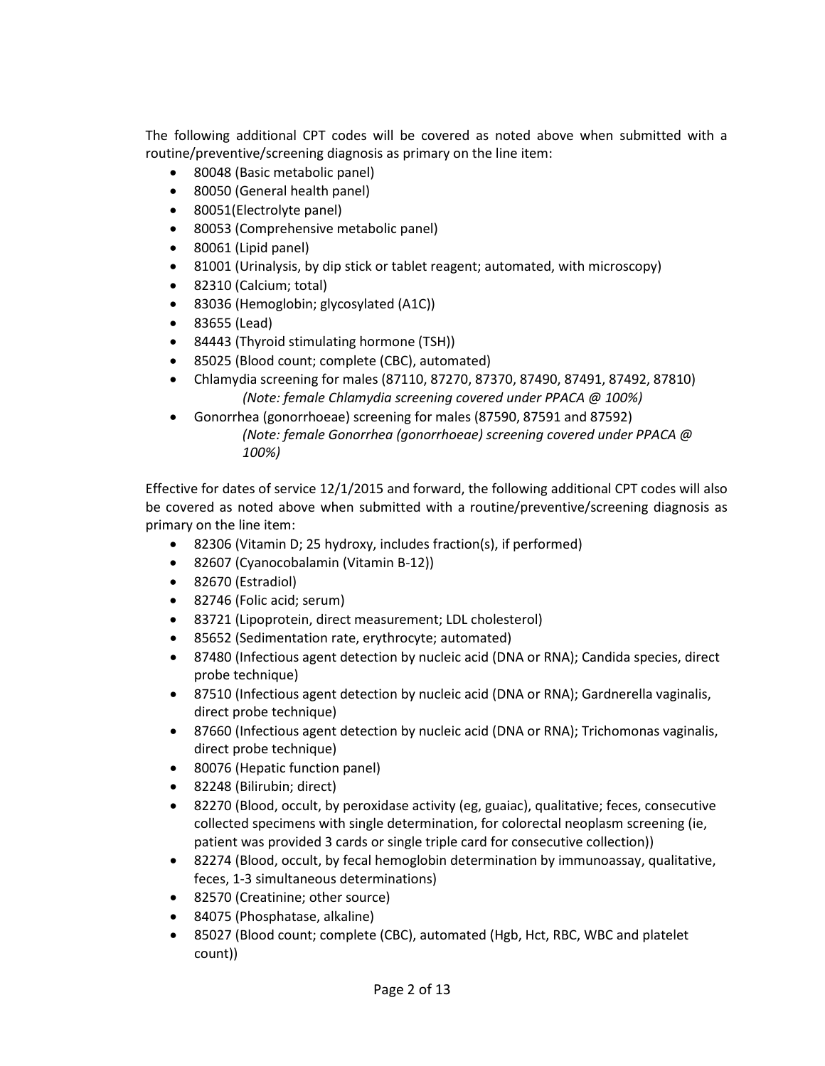The following additional CPT codes will be covered as noted above when submitted with a routine/preventive/screening diagnosis as primary on the line item:

- 80048 (Basic metabolic panel)
- 80050 (General health panel)
- 80051(Electrolyte panel)
- 80053 (Comprehensive metabolic panel)
- 80061 (Lipid panel)
- 81001 (Urinalysis, by dip stick or tablet reagent; automated, with microscopy)
- 82310 (Calcium; total)
- 83036 (Hemoglobin; glycosylated (A1C))
- 83655 (Lead)
- 84443 (Thyroid stimulating hormone (TSH))
- 85025 (Blood count; complete (CBC), automated)
- Chlamydia screening for males (87110, 87270, 87370, 87490, 87491, 87492, 87810)
  *(Note: female Chlamydia screening covered under PPACA @ 100%)*
- Gonorrhea (gonorrhoeae) screening for males (87590, 87591 and 87592)
  *(Note: female Gonorrhea (gonorrhoeae) screening covered under PPACA @ 100%)*

Effective for dates of service 12/1/2015 and forward, the following additional CPT codes will also be covered as noted above when submitted with a routine/preventive/screening diagnosis as primary on the line item:

- 82306 (Vitamin D; 25 hydroxy, includes fraction(s), if performed)
- 82607 (Cyanocobalamin (Vitamin B-12))
- 82670 (Estradiol)
- 82746 (Folic acid; serum)
- 83721 (Lipoprotein, direct measurement; LDL cholesterol)
- 85652 (Sedimentation rate, erythrocyte; automated)
- 87480 (Infectious agent detection by nucleic acid (DNA or RNA); Candida species, direct probe technique)
- 87510 (Infectious agent detection by nucleic acid (DNA or RNA); Gardnerella vaginalis, direct probe technique)
- 87660 (Infectious agent detection by nucleic acid (DNA or RNA); Trichomonas vaginalis, direct probe technique)
- 80076 (Hepatic function panel)
- 82248 (Bilirubin; direct)
- 82270 (Blood, occult, by peroxidase activity (eg, guaiac), qualitative; feces, consecutive collected specimens with single determination, for colorectal neoplasm screening (ie, patient was provided 3 cards or single triple card for consecutive collection))
- 82274 (Blood, occult, by fecal hemoglobin determination by immunoassay, qualitative, feces, 1-3 simultaneous determinations)
- 82570 (Creatinine; other source)
- 84075 (Phosphatase, alkaline)
- 85027 (Blood count; complete (CBC), automated (Hgb, Hct, RBC, WBC and platelet count))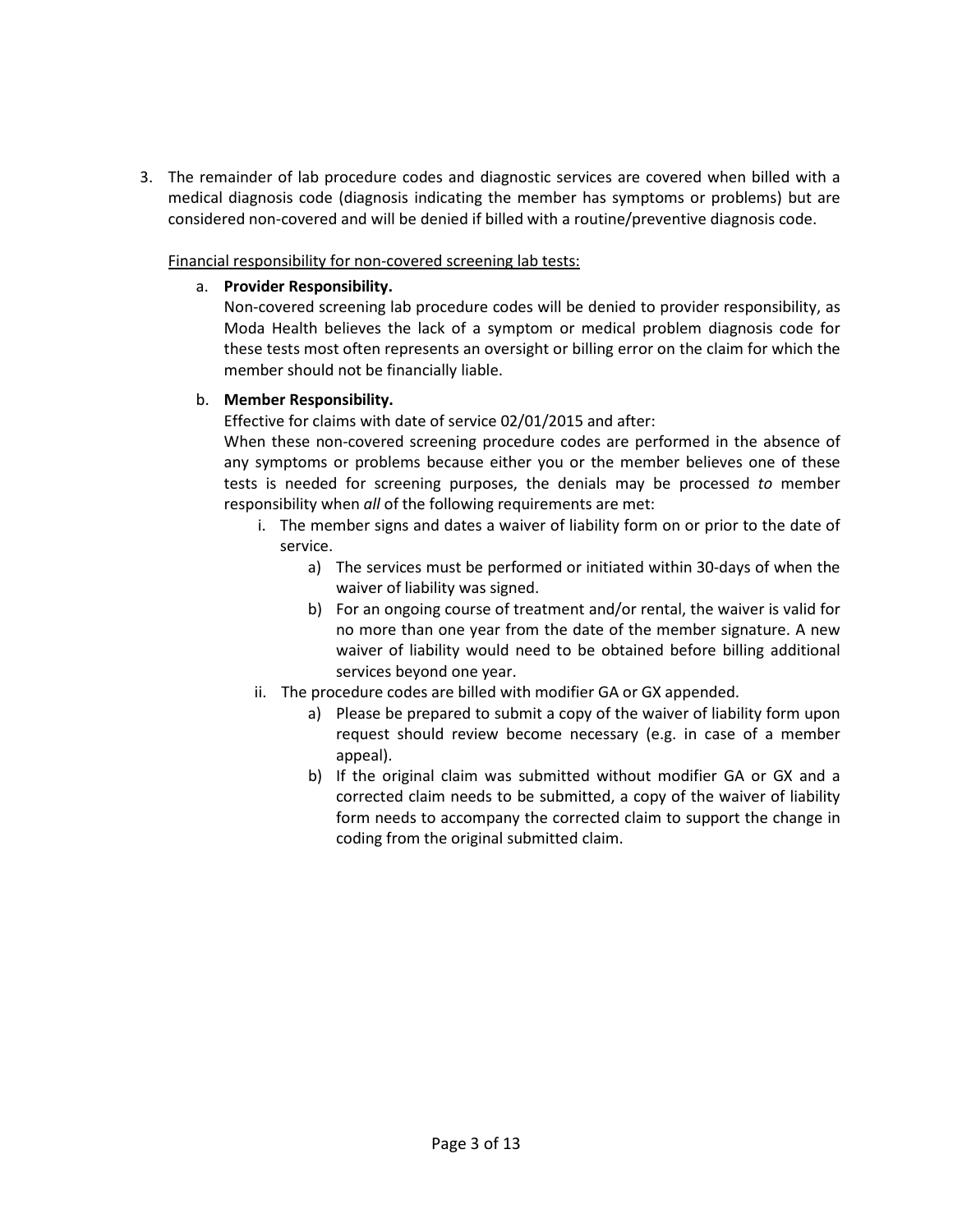3. The remainder of lab procedure codes and diagnostic services are covered when billed with a medical diagnosis code (diagnosis indicating the member has symptoms or problems) but are considered non-covered and will be denied if billed with a routine/preventive diagnosis code.

   Financial responsibility for non-covered screening lab tests:

   a. **Provider Responsibility.**
      Non-covered screening lab procedure codes will be denied to provider responsibility, as Moda Health believes the lack of a symptom or medical problem diagnosis code for these tests most often represents an oversight or billing error on the claim for which the member should not be financially liable.

   b. **Member Responsibility.**
      Effective for claims with date of service 02/01/2015 and after:
      When these non-covered screening procedure codes are performed in the absence of any symptoms or problems because either you or the member believes one of these tests is needed for screening purposes, the denials may be processed *to* member responsibility when *all* of the following requirements are met:

      i. The member signs and dates a waiver of liability form on or prior to the date of service.
         a) The services must be performed or initiated within 30-days of when the waiver of liability was signed.
         b) For an ongoing course of treatment and/or rental, the waiver is valid for no more than one year from the date of the member signature. A new waiver of liability would need to be obtained before billing additional services beyond one year.

      ii. The procedure codes are billed with modifier GA or GX appended.
         a) Please be prepared to submit a copy of the waiver of liability form upon request should review become necessary (e.g. in case of a member appeal).
         b) If the original claim was submitted without modifier GA or GX and a corrected claim needs to be submitted, a copy of the waiver of liability form needs to accompany the corrected claim to support the change in coding from the original submitted claim.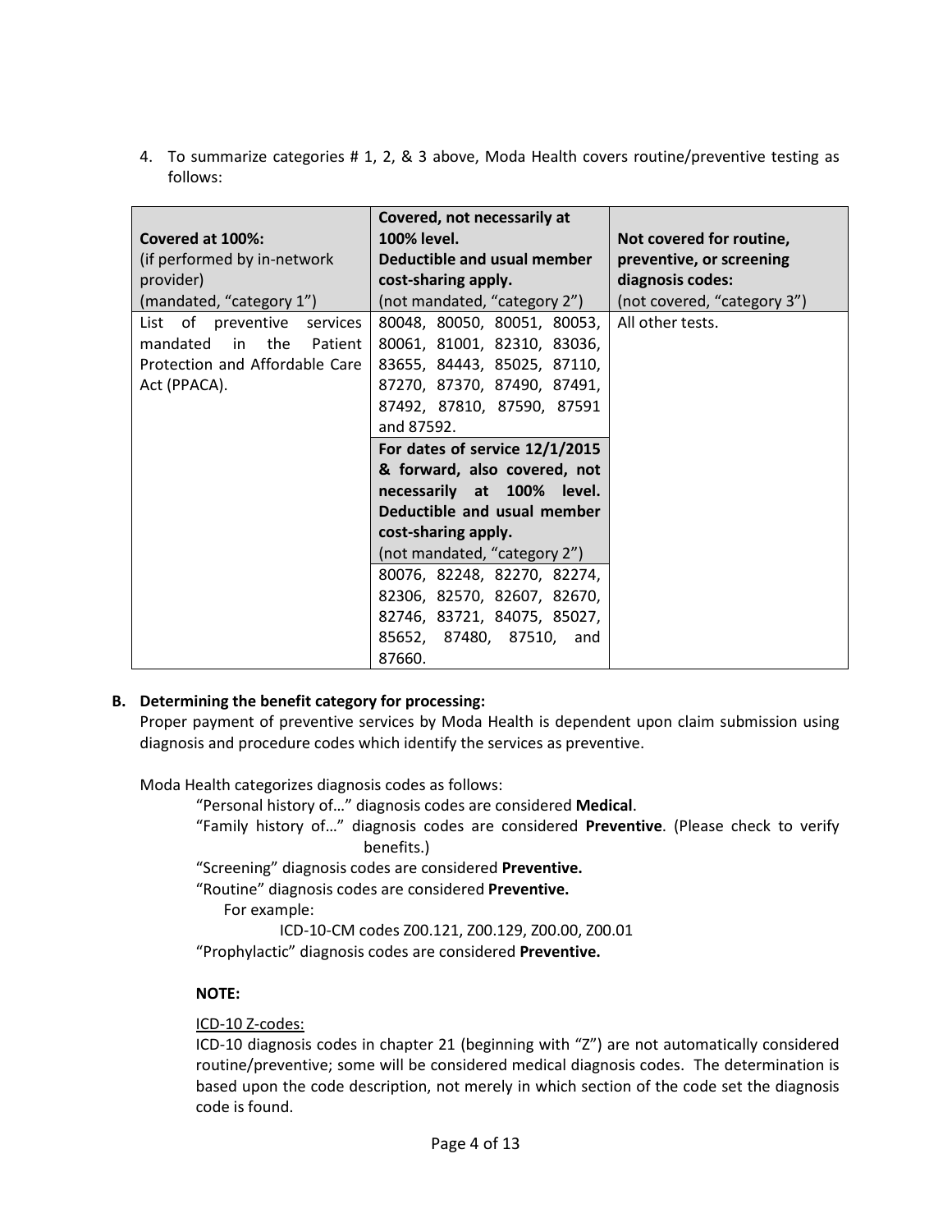4. To summarize categories # 1, 2, & 3 above, Moda Health covers routine/preventive testing as follows:

| **Covered at 100%:** (if performed by in-network provider) (mandated, "category 1") | **Covered, not necessarily at 100% level. Deductible and usual member cost-sharing apply.** (not mandated, "category 2") | **Not covered for routine, preventive, or screening diagnosis codes:** (not covered, "category 3") |
|---|---|---|
| List of preventive services mandated in the Patient Protection and Affordable Care Act (PPACA). | 80048, 80050, 80051, 80053, 80061, 81001, 82310, 83036, 83655, 84443, 85025, 87110, 87270, 87370, 87490, 87491, 87492, 87810, 87590, 87591 and 87592. | All other tests. |
| | **For dates of service 12/1/2015 & forward, also covered, not necessarily at 100% level. Deductible and usual member cost-sharing apply.** (not mandated, "category 2") | |
| | 80076, 82248, 82270, 82274, 82306, 82570, 82607, 82670, 82746, 83721, 84075, 85027, 85652, 87480, 87510, and 87660. | |

**B. Determining the benefit category for processing:**

Proper payment of preventive services by Moda Health is dependent upon claim submission using diagnosis and procedure codes which identify the services as preventive.

Moda Health categorizes diagnosis codes as follows:

"Personal history of…" diagnosis codes are considered **Medical**.

"Family history of…" diagnosis codes are considered **Preventive**. (Please check to verify benefits.)

"Screening" diagnosis codes are considered **Preventive.**

"Routine" diagnosis codes are considered **Preventive.**

For example:

ICD-10-CM codes Z00.121, Z00.129, Z00.00, Z00.01

"Prophylactic" diagnosis codes are considered **Preventive.**

**NOTE:**

ICD-10 Z-codes:

ICD-10 diagnosis codes in chapter 21 (beginning with "Z") are not automatically considered routine/preventive; some will be considered medical diagnosis codes. The determination is based upon the code description, not merely in which section of the code set the diagnosis code is found.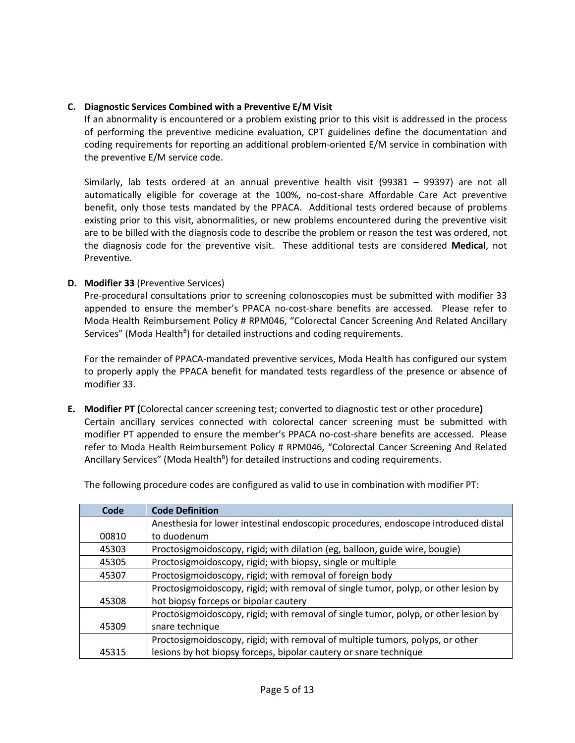### C. Diagnostic Services Combined with a Preventive E/M Visit

If an abnormality is encountered or a problem existing prior to this visit is addressed in the process of performing the preventive medicine evaluation, CPT guidelines define the documentation and coding requirements for reporting an additional problem-oriented E/M service in combination with the preventive E/M service code.

Similarly, lab tests ordered at an annual preventive health visit (99381 – 99397) are not all automatically eligible for coverage at the 100%, no-cost-share Affordable Care Act preventive benefit, only those tests mandated by the PPACA. Additional tests ordered because of problems existing prior to this visit, abnormalities, or new problems encountered during the preventive visit are to be billed with the diagnosis code to describe the problem or reason the test was ordered, not the diagnosis code for the preventive visit. These additional tests are considered **Medical**, not Preventive.

### D. Modifier 33 (Preventive Services)

Pre-procedural consultations prior to screening colonoscopies must be submitted with modifier 33 appended to ensure the member's PPACA no-cost-share benefits are accessed. Please refer to Moda Health Reimbursement Policy # RPM046, "Colorectal Cancer Screening And Related Ancillary Services" (Moda Health[B]) for detailed instructions and coding requirements.

For the remainder of PPACA-mandated preventive services, Moda Health has configured our system to properly apply the PPACA benefit for mandated tests regardless of the presence or absence of modifier 33.

### E. Modifier PT (Colorectal cancer screening test; converted to diagnostic test or other procedure)

Certain ancillary services connected with colorectal cancer screening must be submitted with modifier PT appended to ensure the member's PPACA no-cost-share benefits are accessed. Please refer to Moda Health Reimbursement Policy # RPM046, "Colorectal Cancer Screening And Related Ancillary Services" (Moda Health[B]) for detailed instructions and coding requirements.

The following procedure codes are configured as valid to use in combination with modifier PT:

| Code | Code Definition |
|---|---|
| 00810 | Anesthesia for lower intestinal endoscopic procedures, endoscope introduced distal to duodenum |
| 45303 | Proctosigmoidoscopy, rigid; with dilation (eg, balloon, guide wire, bougie) |
| 45305 | Proctosigmoidoscopy, rigid; with biopsy, single or multiple |
| 45307 | Proctosigmoidoscopy, rigid; with removal of foreign body |
| 45308 | Proctosigmoidoscopy, rigid; with removal of single tumor, polyp, or other lesion by hot biopsy forceps or bipolar cautery |
| 45309 | Proctosigmoidoscopy, rigid; with removal of single tumor, polyp, or other lesion by snare technique |
| 45315 | Proctosigmoidoscopy, rigid; with removal of multiple tumors, polyps, or other lesions by hot biopsy forceps, bipolar cautery or snare technique |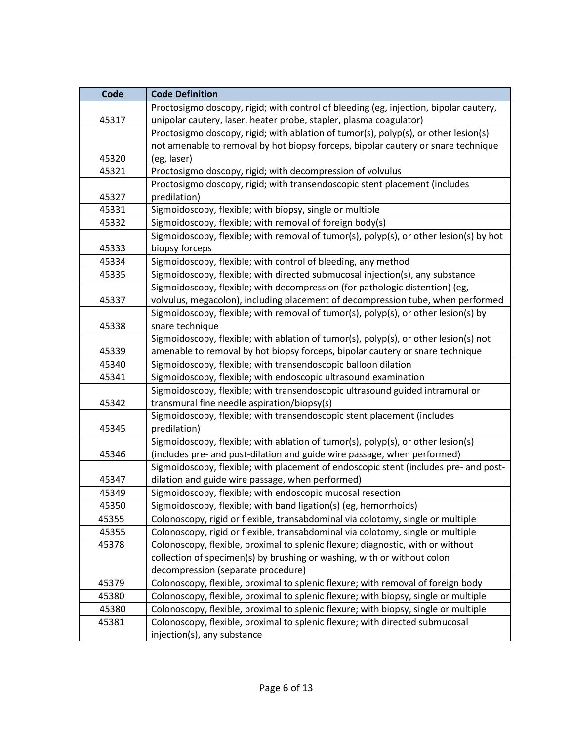| Code | Code Definition |
| --- | --- |
| 45317 | Proctosigmoidoscopy, rigid; with control of bleeding (eg, injection, bipolar cautery, unipolar cautery, laser, heater probe, stapler, plasma coagulator) |
| 45320 | Proctosigmoidoscopy, rigid; with ablation of tumor(s), polyp(s), or other lesion(s) not amenable to removal by hot biopsy forceps, bipolar cautery or snare technique (eg, laser) |
| 45321 | Proctosigmoidoscopy, rigid; with decompression of volvulus |
| 45327 | Proctosigmoidoscopy, rigid; with transendoscopic stent placement (includes predilation) |
| 45331 | Sigmoidoscopy, flexible; with biopsy, single or multiple |
| 45332 | Sigmoidoscopy, flexible; with removal of foreign body(s) |
| 45333 | Sigmoidoscopy, flexible; with removal of tumor(s), polyp(s), or other lesion(s) by hot biopsy forceps |
| 45334 | Sigmoidoscopy, flexible; with control of bleeding, any method |
| 45335 | Sigmoidoscopy, flexible; with directed submucosal injection(s), any substance |
| 45337 | Sigmoidoscopy, flexible; with decompression (for pathologic distention) (eg, volvulus, megacolon), including placement of decompression tube, when performed |
| 45338 | Sigmoidoscopy, flexible; with removal of tumor(s), polyp(s), or other lesion(s) by snare technique |
| 45339 | Sigmoidoscopy, flexible; with ablation of tumor(s), polyp(s), or other lesion(s) not amenable to removal by hot biopsy forceps, bipolar cautery or snare technique |
| 45340 | Sigmoidoscopy, flexible; with transendoscopic balloon dilation |
| 45341 | Sigmoidoscopy, flexible; with endoscopic ultrasound examination |
| 45342 | Sigmoidoscopy, flexible; with transendoscopic ultrasound guided intramural or transmural fine needle aspiration/biopsy(s) |
| 45345 | Sigmoidoscopy, flexible; with transendoscopic stent placement (includes predilation) |
| 45346 | Sigmoidoscopy, flexible; with ablation of tumor(s), polyp(s), or other lesion(s) (includes pre- and post-dilation and guide wire passage, when performed) |
| 45347 | Sigmoidoscopy, flexible; with placement of endoscopic stent (includes pre- and post-dilation and guide wire passage, when performed) |
| 45349 | Sigmoidoscopy, flexible; with endoscopic mucosal resection |
| 45350 | Sigmoidoscopy, flexible; with band ligation(s) (eg, hemorrhoids) |
| 45355 | Colonoscopy, rigid or flexible, transabdominal via colotomy, single or multiple |
| 45355 | Colonoscopy, rigid or flexible, transabdominal via colotomy, single or multiple |
| 45378 | Colonoscopy, flexible, proximal to splenic flexure; diagnostic, with or without collection of specimen(s) by brushing or washing, with or without colon decompression (separate procedure) |
| 45379 | Colonoscopy, flexible, proximal to splenic flexure; with removal of foreign body |
| 45380 | Colonoscopy, flexible, proximal to splenic flexure; with biopsy, single or multiple |
| 45380 | Colonoscopy, flexible, proximal to splenic flexure; with biopsy, single or multiple |
| 45381 | Colonoscopy, flexible, proximal to splenic flexure; with directed submucosal injection(s), any substance |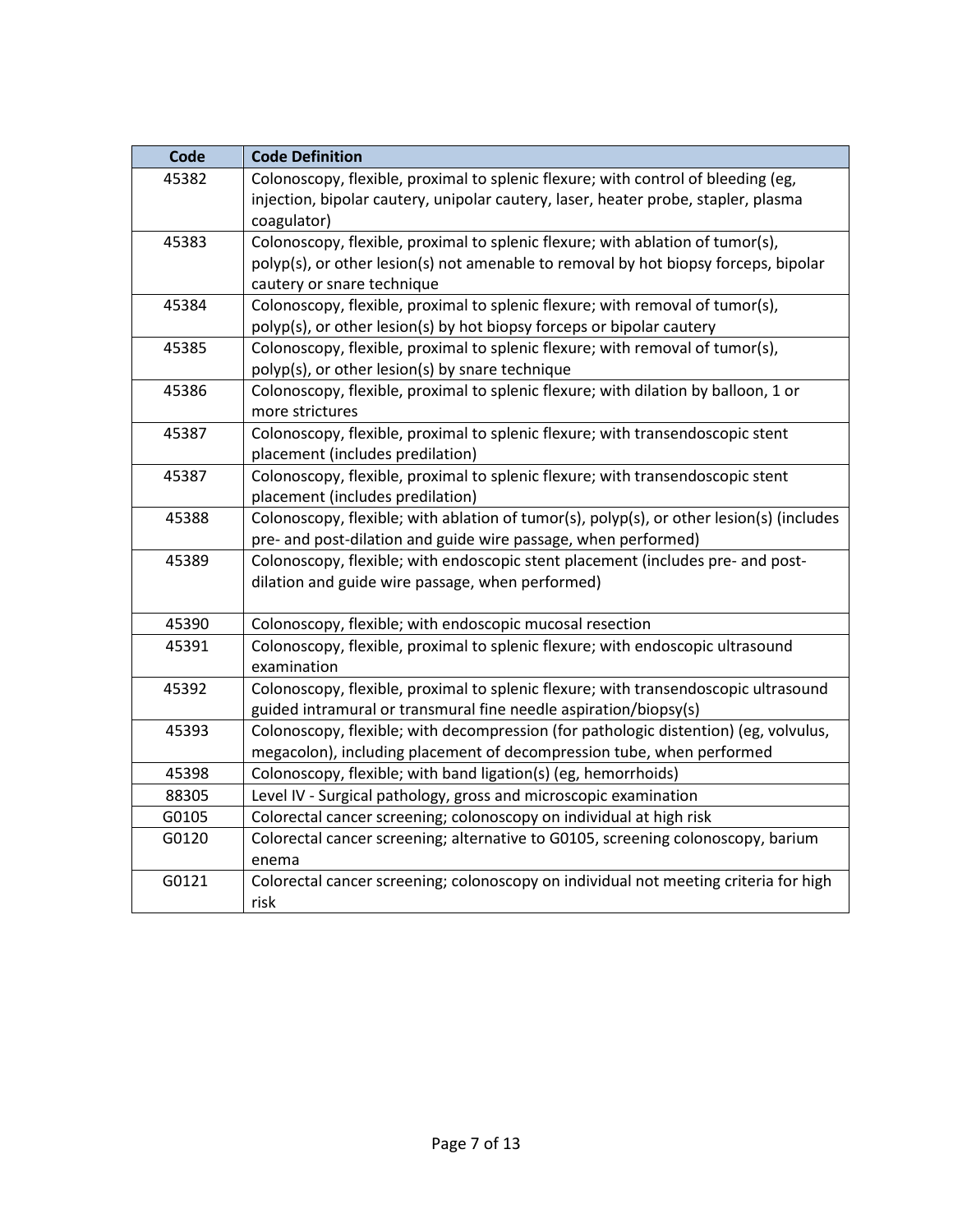| Code | Code Definition |
|---|---|
| 45382 | Colonoscopy, flexible, proximal to splenic flexure; with control of bleeding (eg, injection, bipolar cautery, unipolar cautery, laser, heater probe, stapler, plasma coagulator) |
| 45383 | Colonoscopy, flexible, proximal to splenic flexure; with ablation of tumor(s), polyp(s), or other lesion(s) not amenable to removal by hot biopsy forceps, bipolar cautery or snare technique |
| 45384 | Colonoscopy, flexible, proximal to splenic flexure; with removal of tumor(s), polyp(s), or other lesion(s) by hot biopsy forceps or bipolar cautery |
| 45385 | Colonoscopy, flexible, proximal to splenic flexure; with removal of tumor(s), polyp(s), or other lesion(s) by snare technique |
| 45386 | Colonoscopy, flexible, proximal to splenic flexure; with dilation by balloon, 1 or more strictures |
| 45387 | Colonoscopy, flexible, proximal to splenic flexure; with transendoscopic stent placement (includes predilation) |
| 45387 | Colonoscopy, flexible, proximal to splenic flexure; with transendoscopic stent placement (includes predilation) |
| 45388 | Colonoscopy, flexible; with ablation of tumor(s), polyp(s), or other lesion(s) (includes pre- and post-dilation and guide wire passage, when performed) |
| 45389 | Colonoscopy, flexible; with endoscopic stent placement (includes pre- and post-dilation and guide wire passage, when performed) |
| 45390 | Colonoscopy, flexible; with endoscopic mucosal resection |
| 45391 | Colonoscopy, flexible, proximal to splenic flexure; with endoscopic ultrasound examination |
| 45392 | Colonoscopy, flexible, proximal to splenic flexure; with transendoscopic ultrasound guided intramural or transmural fine needle aspiration/biopsy(s) |
| 45393 | Colonoscopy, flexible; with decompression (for pathologic distention) (eg, volvulus, megacolon), including placement of decompression tube, when performed |
| 45398 | Colonoscopy, flexible; with band ligation(s) (eg, hemorrhoids) |
| 88305 | Level IV - Surgical pathology, gross and microscopic examination |
| G0105 | Colorectal cancer screening; colonoscopy on individual at high risk |
| G0120 | Colorectal cancer screening; alternative to G0105, screening colonoscopy, barium enema |
| G0121 | Colorectal cancer screening; colonoscopy on individual not meeting criteria for high risk |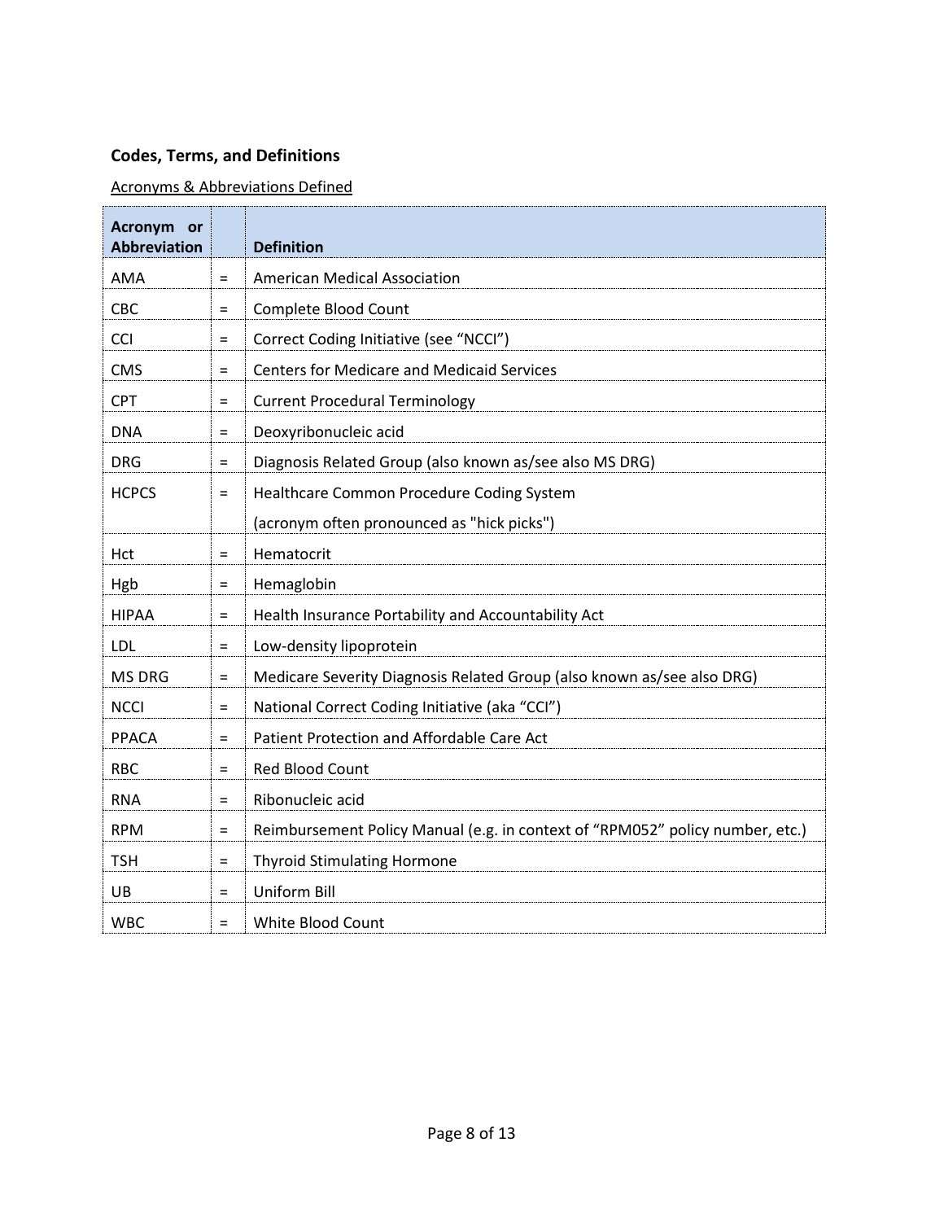**Codes, Terms, and Definitions**

Acronyms & Abbreviations Defined

| Acronym or Abbreviation | | Definition |
|---|---|---|
| AMA | = | American Medical Association |
| CBC | = | Complete Blood Count |
| CCI | = | Correct Coding Initiative (see "NCCI") |
| CMS | = | Centers for Medicare and Medicaid Services |
| CPT | = | Current Procedural Terminology |
| DNA | = | Deoxyribonucleic acid |
| DRG | = | Diagnosis Related Group (also known as/see also MS DRG) |
| HCPCS | = | Healthcare Common Procedure Coding System<br>(acronym often pronounced as "hick picks") |
| Hct | = | Hematocrit |
| Hgb | = | Hemaglobin |
| HIPAA | = | Health Insurance Portability and Accountability Act |
| LDL | = | Low-density lipoprotein |
| MS DRG | = | Medicare Severity Diagnosis Related Group (also known as/see also DRG) |
| NCCI | = | National Correct Coding Initiative (aka "CCI") |
| PPACA | = | Patient Protection and Affordable Care Act |
| RBC | = | Red Blood Count |
| RNA | = | Ribonucleic acid |
| RPM | = | Reimbursement Policy Manual (e.g. in context of "RPM052" policy number, etc.) |
| TSH | = | Thyroid Stimulating Hormone |
| UB | = | Uniform Bill |
| WBC | = | White Blood Count |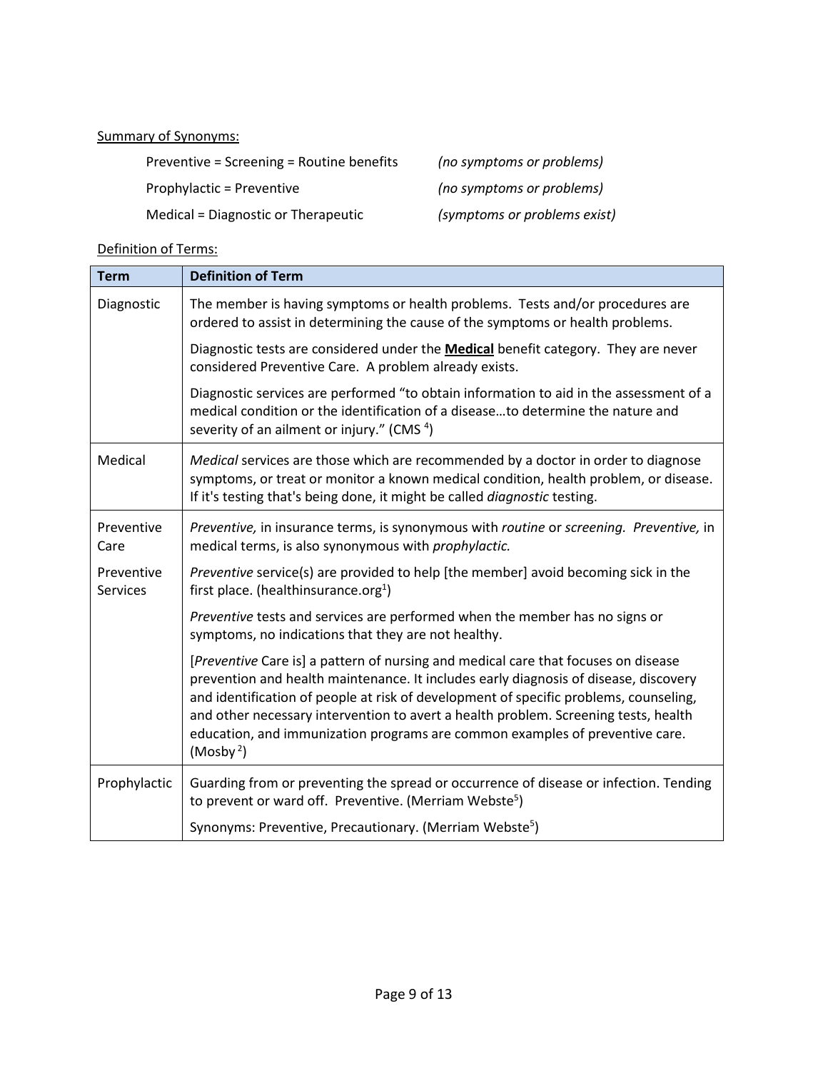<u>Summary of Synonyms:</u>

Preventive = Screening = Routine benefits *(no symptoms or problems)*

Prophylactic = Preventive *(no symptoms or problems)*

Medical = Diagnostic or Therapeutic *(symptoms or problems exist)*

<u>Definition of Terms:</u>

| Term | Definition of Term |
|---|---|
| Diagnostic | The member is having symptoms or health problems. Tests and/or procedures are ordered to assist in determining the cause of the symptoms or health problems.<br><br>Diagnostic tests are considered under the <u>**Medical**</u> benefit category. They are never considered Preventive Care. A problem already exists.<br><br>Diagnostic services are performed "to obtain information to aid in the assessment of a medical condition or the identification of a disease…to determine the nature and severity of an ailment or injury." (CMS [4]) |
| Medical | *Medical* services are those which are recommended by a doctor in order to diagnose symptoms, or treat or monitor a known medical condition, health problem, or disease. If it's testing that's being done, it might be called *diagnostic* testing. |
| Preventive Care<br><br>Preventive Services | *Preventive,* in insurance terms, is synonymous with *routine* or *screening. Preventive,* in medical terms, is also synonymous with *prophylactic.*<br><br>*Preventive* service(s) are provided to help [the member] avoid becoming sick in the first place. (healthinsurance.org[1])<br><br>*Preventive* tests and services are performed when the member has no signs or symptoms, no indications that they are not healthy.<br><br>[*Preventive* Care is] a pattern of nursing and medical care that focuses on disease prevention and health maintenance. It includes early diagnosis of disease, discovery and identification of people at risk of development of specific problems, counseling, and other necessary intervention to avert a health problem. Screening tests, health education, and immunization programs are common examples of preventive care. (Mosby [2]) |
| Prophylactic | Guarding from or preventing the spread or occurrence of disease or infection. Tending to prevent or ward off. Preventive. (Merriam Webste[5])<br><br>Synonyms: Preventive, Precautionary. (Merriam Webste[5]) |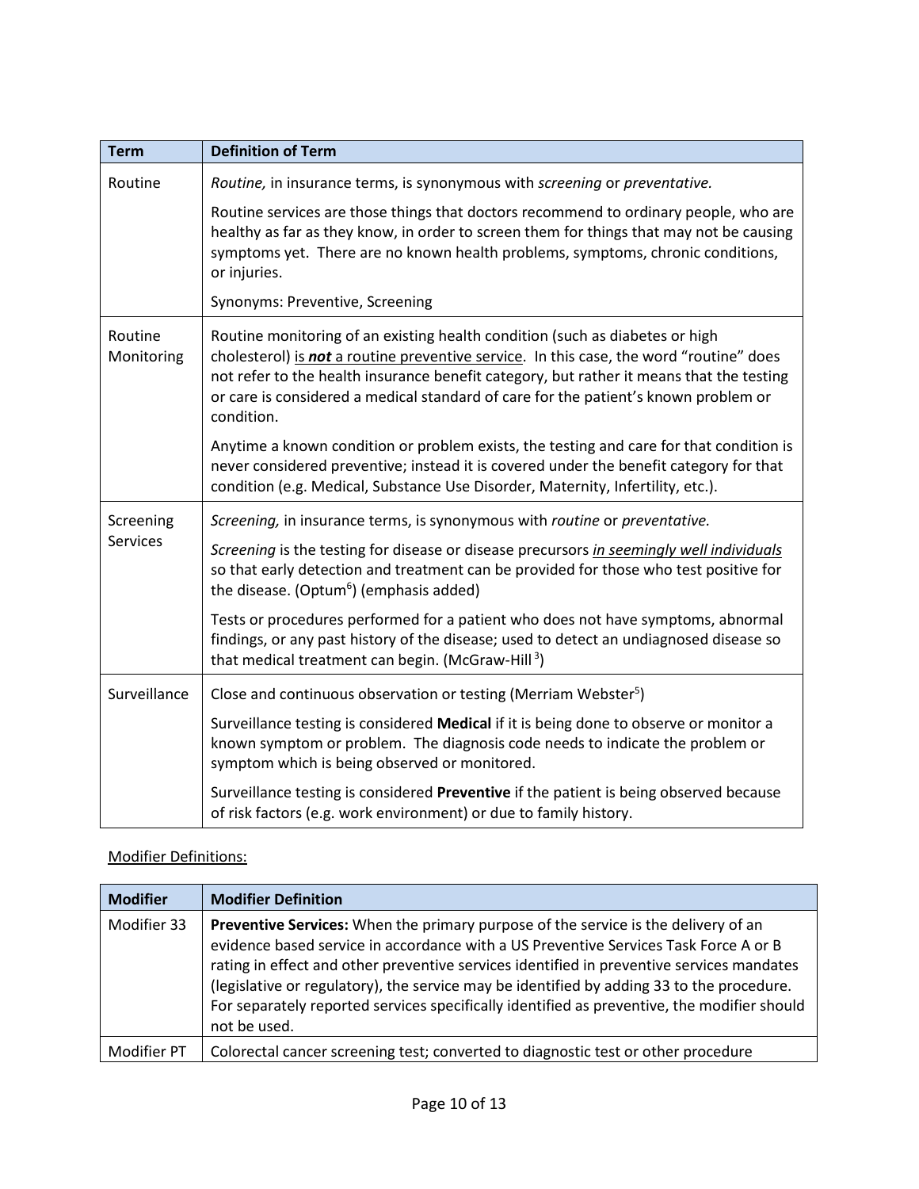| Term | Definition of Term |
| --- | --- |
| Routine | *Routine,* in insurance terms, is synonymous with *screening* or *preventative.*<br><br>Routine services are those things that doctors recommend to ordinary people, who are healthy as far as they know, in order to screen them for things that may not be causing symptoms yet. There are no known health problems, symptoms, chronic conditions, or injuries.<br><br>Synonyms: Preventive, Screening |
| Routine Monitoring | Routine monitoring of an existing health condition (such as diabetes or high cholesterol) is ***not*** a routine preventive service. In this case, the word "routine" does not refer to the health insurance benefit category, but rather it means that the testing or care is considered a medical standard of care for the patient's known problem or condition.<br><br>Anytime a known condition or problem exists, the testing and care for that condition is never considered preventive; instead it is covered under the benefit category for that condition (e.g. Medical, Substance Use Disorder, Maternity, Infertility, etc.). |
| Screening Services | *Screening,* in insurance terms, is synonymous with *routine* or *preventative.*<br><br>*Screening* is the testing for disease or disease precursors *in seemingly well individuals* so that early detection and treatment can be provided for those who test positive for the disease. (Optum[6]) (emphasis added)<br><br>Tests or procedures performed for a patient who does not have symptoms, abnormal findings, or any past history of the disease; used to detect an undiagnosed disease so that medical treatment can begin. (McGraw-Hill[3]) |
| Surveillance | Close and continuous observation or testing (Merriam Webster[5])<br><br>Surveillance testing is considered **Medical** if it is being done to observe or monitor a known symptom or problem. The diagnosis code needs to indicate the problem or symptom which is being observed or monitored.<br><br>Surveillance testing is considered **Preventive** if the patient is being observed because of risk factors (e.g. work environment) or due to family history. |

Modifier Definitions:

| Modifier | Modifier Definition |
| --- | --- |
| Modifier 33 | **Preventive Services:** When the primary purpose of the service is the delivery of an evidence based service in accordance with a US Preventive Services Task Force A or B rating in effect and other preventive services identified in preventive services mandates (legislative or regulatory), the service may be identified by adding 33 to the procedure. For separately reported services specifically identified as preventive, the modifier should not be used. |
| Modifier PT | Colorectal cancer screening test; converted to diagnostic test or other procedure |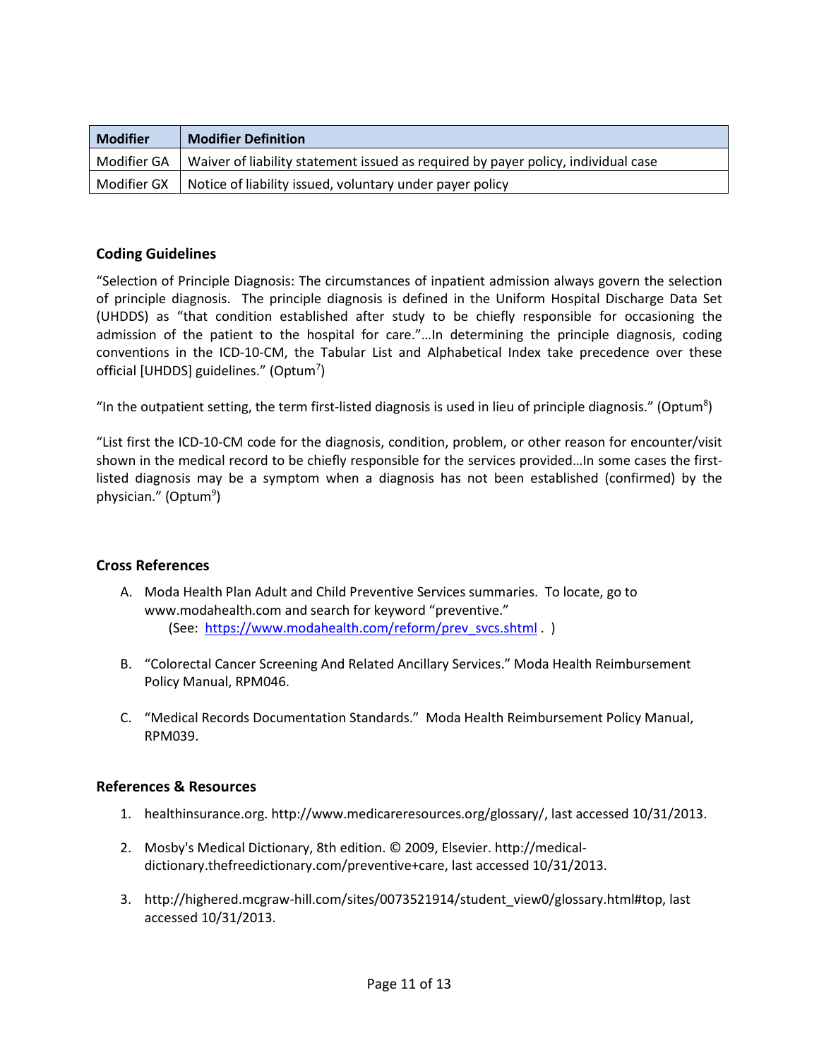| Modifier | Modifier Definition |
|---|---|
| Modifier GA | Waiver of liability statement issued as required by payer policy, individual case |
| Modifier GX | Notice of liability issued, voluntary under payer policy |

### Coding Guidelines

"Selection of Principle Diagnosis: The circumstances of inpatient admission always govern the selection of principle diagnosis. The principle diagnosis is defined in the Uniform Hospital Discharge Data Set (UHDDS) as "that condition established after study to be chiefly responsible for occasioning the admission of the patient to the hospital for care."…In determining the principle diagnosis, coding conventions in the ICD-10-CM, the Tabular List and Alphabetical Index take precedence over these official [UHDDS] guidelines." (Optum[7])

"In the outpatient setting, the term first-listed diagnosis is used in lieu of principle diagnosis." (Optum[8])

"List first the ICD-10-CM code for the diagnosis, condition, problem, or other reason for encounter/visit shown in the medical record to be chiefly responsible for the services provided…In some cases the first-listed diagnosis may be a symptom when a diagnosis has not been established (confirmed) by the physician." (Optum[9])

### Cross References

A. Moda Health Plan Adult and Child Preventive Services summaries. To locate, go to www.modahealth.com and search for keyword "preventive."
   (See: https://www.modahealth.com/reform/prev_svcs.shtml . )

B. "Colorectal Cancer Screening And Related Ancillary Services." Moda Health Reimbursement Policy Manual, RPM046.

C. "Medical Records Documentation Standards." Moda Health Reimbursement Policy Manual, RPM039.

### References & Resources

1. healthinsurance.org. http://www.medicareresources.org/glossary/, last accessed 10/31/2013.

2. Mosby's Medical Dictionary, 8th edition. © 2009, Elsevier. http://medical-dictionary.thefreedictionary.com/preventive+care, last accessed 10/31/2013.

3. http://highered.mcgraw-hill.com/sites/0073521914/student_view0/glossary.html#top, last accessed 10/31/2013.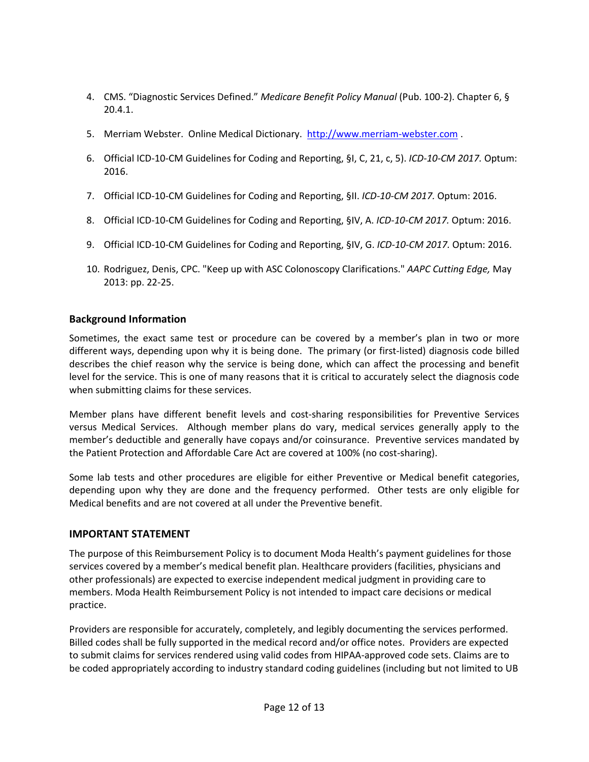4. CMS. "Diagnostic Services Defined." *Medicare Benefit Policy Manual* (Pub. 100-2). Chapter 6, § 20.4.1.

5. Merriam Webster. Online Medical Dictionary. [http://www.merriam-webster.com](http://www.merriam-webster.com) .

6. Official ICD-10-CM Guidelines for Coding and Reporting, §I, C, 21, c, 5). *ICD-10-CM 2017.* Optum: 2016.

7. Official ICD-10-CM Guidelines for Coding and Reporting, §II. *ICD-10-CM 2017.* Optum: 2016.

8. Official ICD-10-CM Guidelines for Coding and Reporting, §IV, A. *ICD-10-CM 2017.* Optum: 2016.

9. Official ICD-10-CM Guidelines for Coding and Reporting, §IV, G. *ICD-10-CM 2017.* Optum: 2016.

10. Rodriguez, Denis, CPC. "Keep up with ASC Colonoscopy Clarifications." *AAPC Cutting Edge,* May 2013: pp. 22-25.

## Background Information

Sometimes, the exact same test or procedure can be covered by a member's plan in two or more different ways, depending upon why it is being done. The primary (or first-listed) diagnosis code billed describes the chief reason why the service is being done, which can affect the processing and benefit level for the service. This is one of many reasons that it is critical to accurately select the diagnosis code when submitting claims for these services.

Member plans have different benefit levels and cost-sharing responsibilities for Preventive Services versus Medical Services. Although member plans do vary, medical services generally apply to the member's deductible and generally have copays and/or coinsurance. Preventive services mandated by the Patient Protection and Affordable Care Act are covered at 100% (no cost-sharing).

Some lab tests and other procedures are eligible for either Preventive or Medical benefit categories, depending upon why they are done and the frequency performed. Other tests are only eligible for Medical benefits and are not covered at all under the Preventive benefit.

## IMPORTANT STATEMENT

The purpose of this Reimbursement Policy is to document Moda Health's payment guidelines for those services covered by a member's medical benefit plan. Healthcare providers (facilities, physicians and other professionals) are expected to exercise independent medical judgment in providing care to members. Moda Health Reimbursement Policy is not intended to impact care decisions or medical practice.

Providers are responsible for accurately, completely, and legibly documenting the services performed. Billed codes shall be fully supported in the medical record and/or office notes. Providers are expected to submit claims for services rendered using valid codes from HIPAA-approved code sets. Claims are to be coded appropriately according to industry standard coding guidelines (including but not limited to UB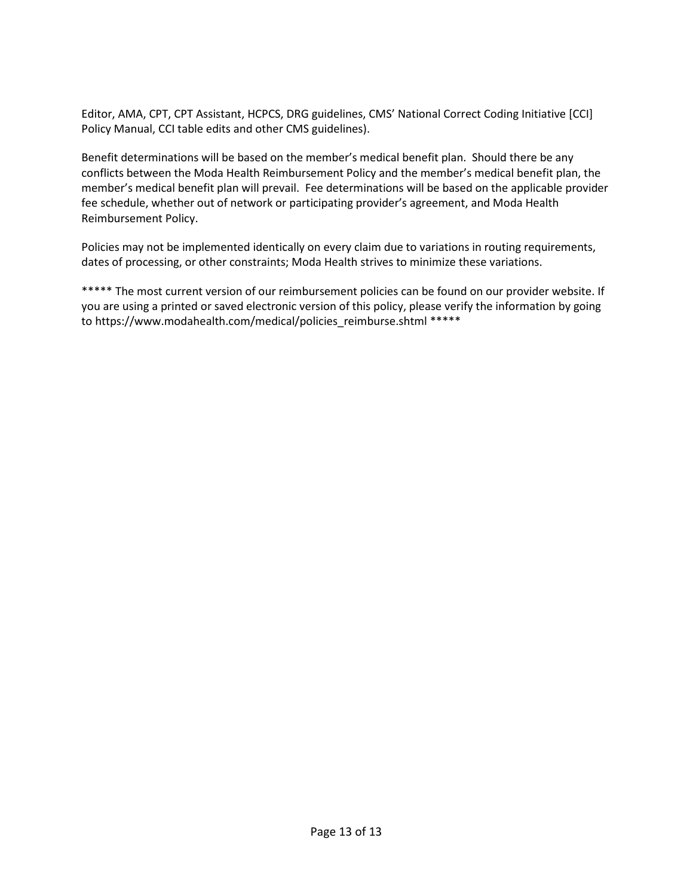Editor, AMA, CPT, CPT Assistant, HCPCS, DRG guidelines, CMS' National Correct Coding Initiative [CCI] Policy Manual, CCI table edits and other CMS guidelines).

Benefit determinations will be based on the member's medical benefit plan. Should there be any conflicts between the Moda Health Reimbursement Policy and the member's medical benefit plan, the member's medical benefit plan will prevail. Fee determinations will be based on the applicable provider fee schedule, whether out of network or participating provider's agreement, and Moda Health Reimbursement Policy.

Policies may not be implemented identically on every claim due to variations in routing requirements, dates of processing, or other constraints; Moda Health strives to minimize these variations.

***** The most current version of our reimbursement policies can be found on our provider website. If you are using a printed or saved electronic version of this policy, please verify the information by going to https://www.modahealth.com/medical/policies_reimburse.shtml *****